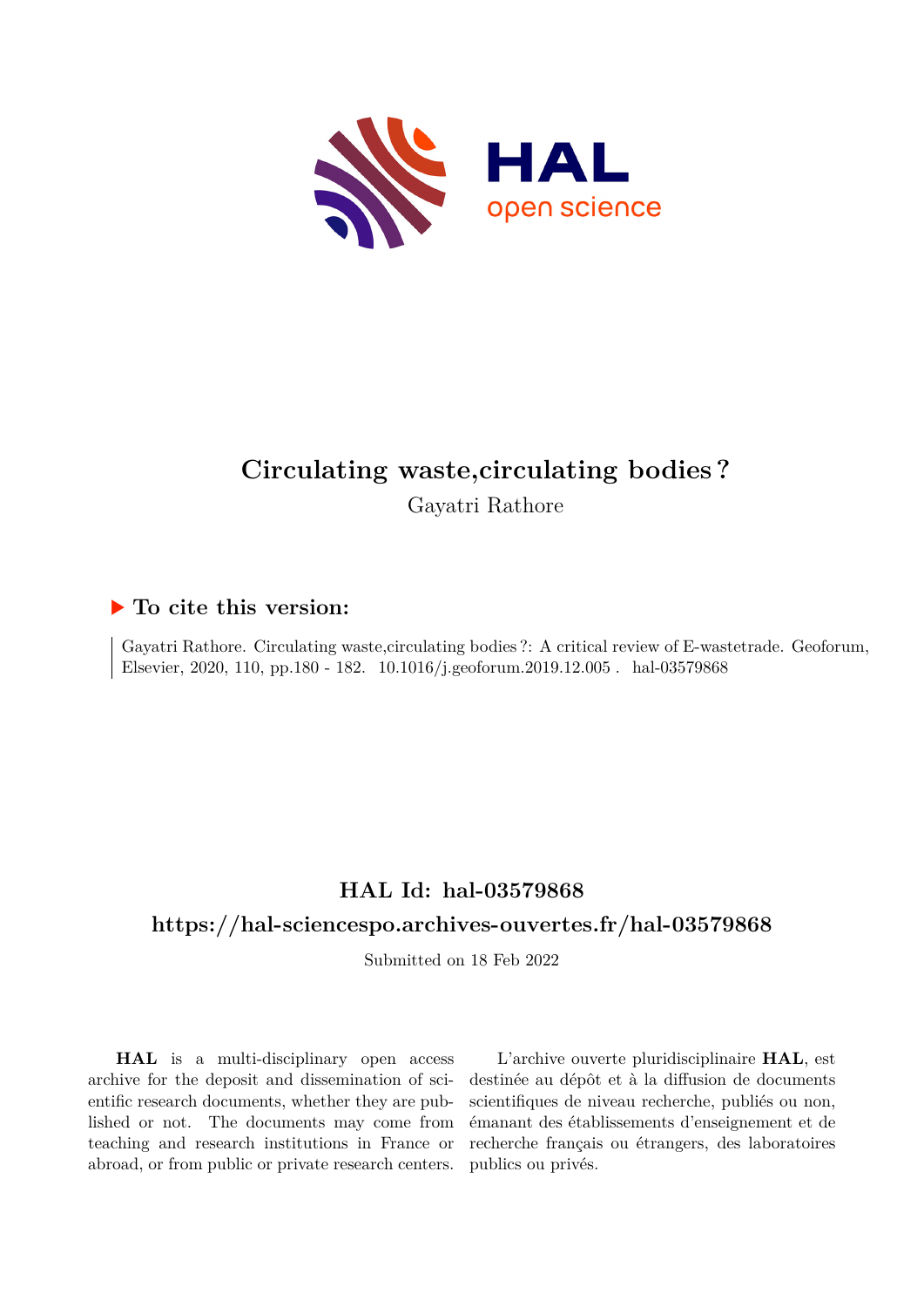# Circulating waste,circulating bodies ?

Gayatri Rathore

## ▶ To cite this version:

Gayatri Rathore. Circulating waste,circulating bodies ?: A critical review of E-wastetrade. Geoforum, Elsevier, 2020, 110, pp.180 - 182. 10.1016/j.geoforum.2019.12.005 . hal-03579868

## HAL Id: hal-03579868

## https://hal-sciencespo.archives-ouvertes.fr/hal-03579868

Submitted on 18 Feb 2022

**HAL** is a multi-disciplinary open access archive for the deposit and dissemination of scientific research documents, whether they are published or not. The documents may come from teaching and research institutions in France or abroad, or from public or private research centers.

L'archive ouverte pluridisciplinaire **HAL**, est destinée au dépôt et à la diffusion de documents scientifiques de niveau recherche, publiés ou non, émanant des établissements d'enseignement et de recherche français ou étrangers, des laboratoires publics ou privés.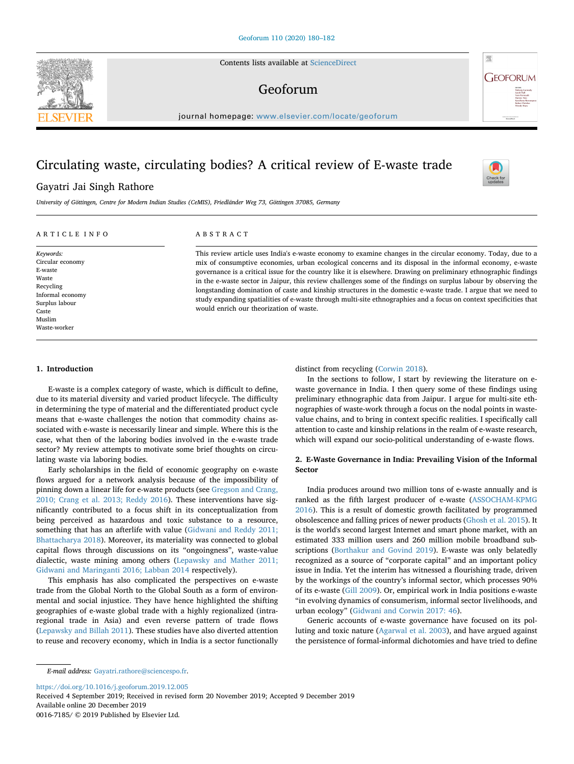# Circulating waste, circulating bodies? A critical review of E-waste trade

Gayatri Jai Singh Rathore

*University of Göttingen, Centre for Modern Indian Studies (CeMIS), Friedländer Weg 73, Göttingen 37085, Germany*

## ARTICLE INFO

*Keywords:*
Circular economy
E-waste
Waste
Recycling
Informal economy
Surplus labour
Caste
Muslim
Waste-worker

## ABSTRACT

This review article uses India's e-waste economy to examine changes in the circular economy. Today, due to a mix of consumptive economies, urban ecological concerns and its disposal in the informal economy, e-waste governance is a critical issue for the country like it is elsewhere. Drawing on preliminary ethnographic findings in the e-waste sector in Jaipur, this review challenges some of the findings on surplus labour by observing the longstanding domination of caste and kinship structures in the domestic e-waste trade. I argue that we need to study expanding spatialities of e-waste through multi-site ethnographies and a focus on context specificities that would enrich our theorization of waste.

## 1. Introduction

E-waste is a complex category of waste, which is difficult to define, due to its material diversity and varied product lifecycle. The difficulty in determining the type of material and the differentiated product cycle means that e-waste challenges the notion that commodity chains associated with e-waste is necessarily linear and simple. Where this is the case, what then of the laboring bodies involved in the e-waste trade sector? My review attempts to motivate some brief thoughts on circulating waste via laboring bodies.

Early scholarships in the field of economic geography on e-waste flows argued for a network analysis because of the impossibility of pinning down a linear life for e-waste products (see Gregson and Crang, 2010; Crang et al. 2013; Reddy 2016). These interventions have significantly contributed to a focus shift in its conceptualization from being perceived as hazardous and toxic substance to a resource, something that has an afterlife with value (Gidwani and Reddy 2011; Bhattacharya 2018). Moreover, its materiality was connected to global capital flows through discussions on its "ongoingness", waste-value dialectic, waste mining among others (Lepawsky and Mather 2011; Gidwani and Maringanti 2016; Labban 2014 respectively).

This emphasis has also complicated the perspectives on e-waste trade from the Global North to the Global South as a form of environmental and social injustice. They have hence highlighted the shifting geographies of e-waste global trade with a highly regionalized (intra-regional trade in Asia) and even reverse pattern of trade flows (Lepawsky and Billah 2011). These studies have also diverted attention to reuse and recovery economy, which in India is a sector functionally distinct from recycling (Corwin 2018).

In the sections to follow, I start by reviewing the literature on e-waste governance in India. I then query some of these findings using preliminary ethnographic data from Jaipur. I argue for multi-site ethnographies of waste-work through a focus on the nodal points in waste-value chains, and to bring in context specific realities. I specifically call attention to caste and kinship relations in the realm of e-waste research, which will expand our socio-political understanding of e-waste flows.

## 2. E-Waste Governance in India: Prevailing Vision of the Informal Sector

India produces around two million tons of e-waste annually and is ranked as the fifth largest producer of e-waste (ASSOCHAM-KPMG 2016). This is a result of domestic growth facilitated by programmed obsolescence and falling prices of newer products (Ghosh et al. 2015). It is the world's second largest Internet and smart phone market, with an estimated 333 million users and 260 million mobile broadband subscriptions (Borthakur and Govind 2019). E-waste was only belatedly recognized as a source of "corporate capital" and an important policy issue in India. Yet the interim has witnessed a flourishing trade, driven by the workings of the country's informal sector, which processes 90% of its e-waste (Gill 2009). Or, empirical work in India positions e-waste "in evolving dynamics of consumerism, informal sector livelihoods, and urban ecology" (Gidwani and Corwin 2017: 46).

Generic accounts of e-waste governance have focused on its polluting and toxic nature (Agarwal et al. 2003), and have argued against the persistence of formal-informal dichotomies and have tried to define

E-mail address: Gayatri.rathore@sciencespo.fr.

https://doi.org/10.1016/j.geoforum.2019.12.005
Received 4 September 2019; Received in revised form 20 November 2019; Accepted 9 December 2019
Available online 20 December 2019
0016-7185/ © 2019 Published by Elsevier Ltd.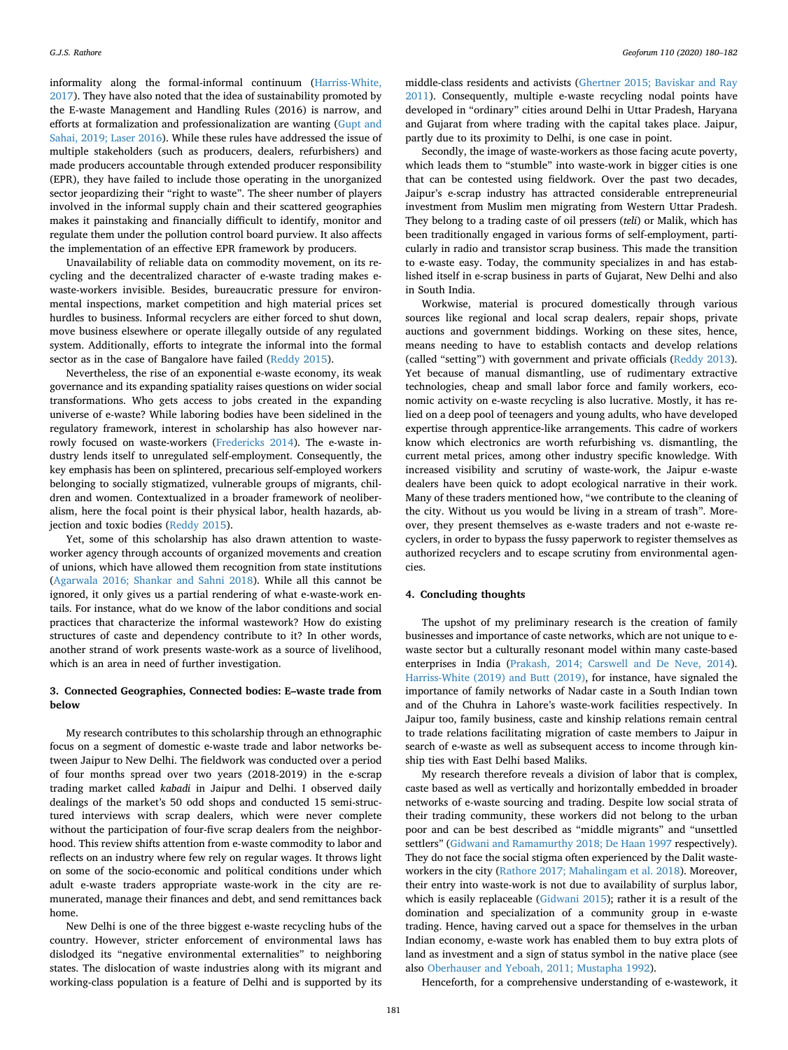informality along the formal-informal continuum (Harriss-White, 2017). They have also noted that the idea of sustainability promoted by the E-waste Management and Handling Rules (2016) is narrow, and efforts at formalization and professionalization are wanting (Gupt and Sahai, 2019; Laser 2016). While these rules have addressed the issue of multiple stakeholders (such as producers, dealers, refurbishers) and made producers accountable through extended producer responsibility (EPR), they have failed to include those operating in the unorganized sector jeopardizing their "right to waste". The sheer number of players involved in the informal supply chain and their scattered geographies makes it painstaking and financially difficult to identify, monitor and regulate them under the pollution control board purview. It also affects the implementation of an effective EPR framework by producers.

Unavailability of reliable data on commodity movement, on its recycling and the decentralized character of e-waste trading makes e-waste-workers invisible. Besides, bureaucratic pressure for environmental inspections, market competition and high material prices set hurdles to business. Informal recyclers are either forced to shut down, move business elsewhere or operate illegally outside of any regulated system. Additionally, efforts to integrate the informal into the formal sector as in the case of Bangalore have failed (Reddy 2015).

Nevertheless, the rise of an exponential e-waste economy, its weak governance and its expanding spatiality raises questions on wider social transformations. Who gets access to jobs created in the expanding universe of e-waste? While laboring bodies have been sidelined in the regulatory framework, interest in scholarship has also however narrowly focused on waste-workers (Fredericks 2014). The e-waste industry lends itself to unregulated self-employment. Consequently, the key emphasis has been on splintered, precarious self-employed workers belonging to socially stigmatized, vulnerable groups of migrants, children and women. Contextualized in a broader framework of neoliberalism, here the focal point is their physical labor, health hazards, abjection and toxic bodies (Reddy 2015).

Yet, some of this scholarship has also drawn attention to waste-worker agency through accounts of organized movements and creation of unions, which have allowed them recognition from state institutions (Agarwala 2016; Shankar and Sahni 2018). While all this cannot be ignored, it only gives us a partial rendering of what e-waste-work entails. For instance, what do we know of the labor conditions and social practices that characterize the informal wastework? How do existing structures of caste and dependency contribute to it? In other words, another strand of work presents waste-work as a source of livelihood, which is an area in need of further investigation.

## 3. Connected Geographies, Connected bodies: E–waste trade from below

My research contributes to this scholarship through an ethnographic focus on a segment of domestic e-waste trade and labor networks between Jaipur to New Delhi. The fieldwork was conducted over a period of four months spread over two years (2018-2019) in the e-scrap trading market called *kabadi* in Jaipur and Delhi. I observed daily dealings of the market's 50 odd shops and conducted 15 semi-structured interviews with scrap dealers, which were never complete without the participation of four-five scrap dealers from the neighborhood. This review shifts attention from e-waste commodity to labor and reflects on an industry where few rely on regular wages. It throws light on some of the socio-economic and political conditions under which adult e-waste traders appropriate waste-work in the city are remunerated, manage their finances and debt, and send remittances back home.

New Delhi is one of the three biggest e-waste recycling hubs of the country. However, stricter enforcement of environmental laws has dislodged its "negative environmental externalities" to neighboring states. The dislocation of waste industries along with its migrant and working-class population is a feature of Delhi and is supported by its middle-class residents and activists (Ghertner 2015; Baviskar and Ray 2011). Consequently, multiple e-waste recycling nodal points have developed in "ordinary" cities around Delhi in Uttar Pradesh, Haryana and Gujarat from where trading with the capital takes place. Jaipur, partly due to its proximity to Delhi, is one case in point.

Secondly, the image of waste-workers as those facing acute poverty, which leads them to "stumble" into waste-work in bigger cities is one that can be contested using fieldwork. Over the past two decades, Jaipur's e-scrap industry has attracted considerable entrepreneurial investment from Muslim men migrating from Western Uttar Pradesh. They belong to a trading caste of oil pressers (*teli*) or Malik, which has been traditionally engaged in various forms of self-employment, particularly in radio and transistor scrap business. This made the transition to e-waste easy. Today, the community specializes in and has established itself in e-scrap business in parts of Gujarat, New Delhi and also in South India.

Workwise, material is procured domestically through various sources like regional and local scrap dealers, repair shops, private auctions and government biddings. Working on these sites, hence, means needing to have to establish contacts and develop relations (called "setting") with government and private officials (Reddy 2013). Yet because of manual dismantling, use of rudimentary extractive technologies, cheap and small labor force and family workers, economic activity on e-waste recycling is also lucrative. Mostly, it has relied on a deep pool of teenagers and young adults, who have developed expertise through apprentice-like arrangements. This cadre of workers know which electronics are worth refurbishing vs. dismantling, the current metal prices, among other industry specific knowledge. With increased visibility and scrutiny of waste-work, the Jaipur e-waste dealers have been quick to adopt ecological narrative in their work. Many of these traders mentioned how, "we contribute to the cleaning of the city. Without us you would be living in a stream of trash". Moreover, they present themselves as e-waste traders and not e-waste recyclers, in order to bypass the fussy paperwork to register themselves as authorized recyclers and to escape scrutiny from environmental agencies.

## 4. Concluding thoughts

The upshot of my preliminary research is the creation of family businesses and importance of caste networks, which are not unique to e-waste sector but a culturally resonant model within many caste-based enterprises in India (Prakash, 2014; Carswell and De Neve, 2014). Harriss-White (2019) and Butt (2019), for instance, have signaled the importance of family networks of Nadar caste in a South Indian town and of the Chuhra in Lahore's waste-work facilities respectively. In Jaipur too, family business, caste and kinship relations remain central to trade relations facilitating migration of caste members to Jaipur in search of e-waste as well as subsequent access to income through kinship ties with East Delhi based Maliks.

My research therefore reveals a division of labor that is complex, caste based as well as vertically and horizontally embedded in broader networks of e-waste sourcing and trading. Despite low social strata of their trading community, these workers did not belong to the urban poor and can be best described as "middle migrants" and "unsettled settlers" (Gidwani and Ramamurthy 2018; De Haan 1997 respectively). They do not face the social stigma often experienced by the Dalit waste-workers in the city (Rathore 2017; Mahalingam et al. 2018). Moreover, their entry into waste-work is not due to availability of surplus labor, which is easily replaceable (Gidwani 2015); rather it is a result of the domination and specialization of a community group in e-waste trading. Hence, having carved out a space for themselves in the urban Indian economy, e-waste work has enabled them to buy extra plots of land as investment and a sign of status symbol in the native place (see also Oberhauser and Yeboah, 2011; Mustapha 1992).

Henceforth, for a comprehensive understanding of e-wastework, it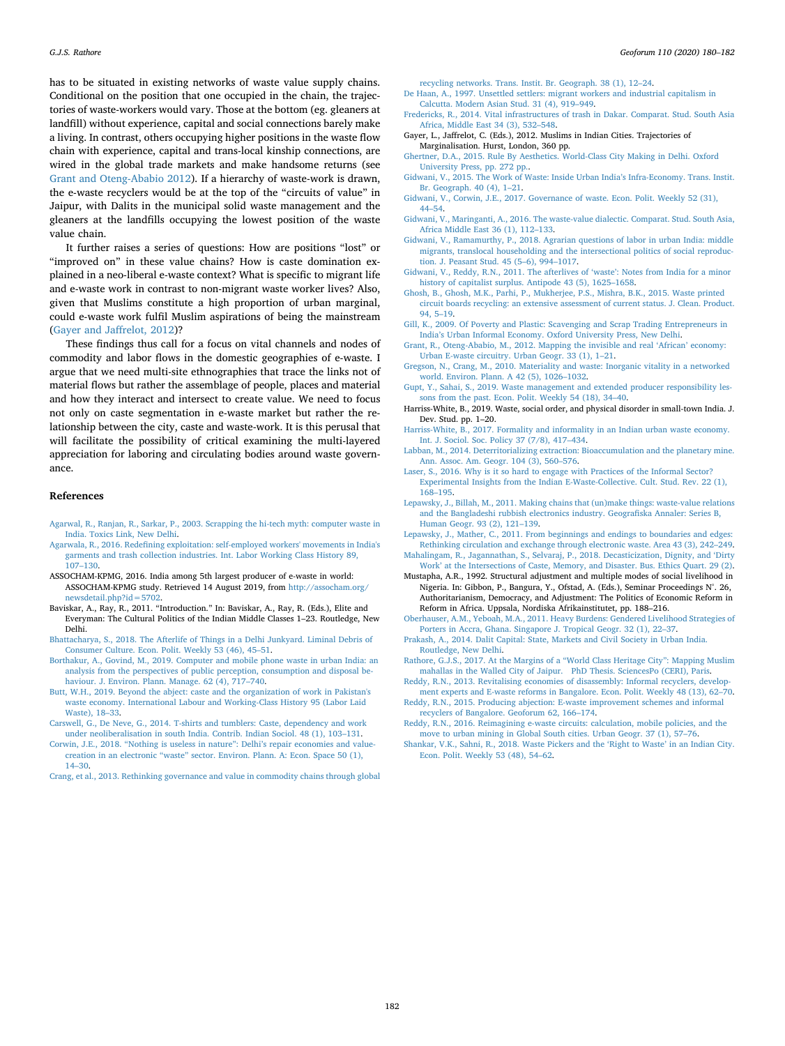has to be situated in existing networks of waste value supply chains. Conditional on the position that one occupied in the chain, the trajectories of waste-workers would vary. Those at the bottom (eg. gleaners at landfill) without experience, capital and social connections barely make a living. In contrast, others occupying higher positions in the waste flow chain with experience, capital and trans-local kinship connections, are wired in the global trade markets and make handsome returns (see Grant and Oteng-Ababio 2012). If a hierarchy of waste-work is drawn, the e-waste recyclers would be at the top of the "circuits of value" in Jaipur, with Dalits in the municipal solid waste management and the gleaners at the landfills occupying the lowest position of the waste value chain.

It further raises a series of questions: How are positions "lost" or "improved on" in these value chains? How is caste domination explained in a neo-liberal e-waste context? What is specific to migrant life and e-waste work in contrast to non-migrant waste worker lives? Also, given that Muslims constitute a high proportion of urban marginal, could e-waste work fulfil Muslim aspirations of being the mainstream (Gayer and Jaffrelot, 2012)?

These findings thus call for a focus on vital channels and nodes of commodity and labor flows in the domestic geographies of e-waste. I argue that we need multi-site ethnographies that trace the links not of material flows but rather the assemblage of people, places and material and how they interact and intersect to create value. We need to focus not only on caste segmentation in e-waste market but rather the relationship between the city, caste and waste-work. It is this perusal that will facilitate the possibility of critical examining the multi-layered appreciation for laboring and circulating bodies around waste governance.

## References

Agarwal, R., Ranjan, R., Sarkar, P., 2003. Scrapping the hi-tech myth: computer waste in India. Toxics Link, New Delhi.

Agarwala, R., 2016. Redefining exploitation: self-employed workers' movements in India's garments and trash collection industries. Int. Labor Working Class History 89, 107–130.

ASSOCHAM-KPMG, 2016. India among 5th largest producer of e-waste in world: ASSOCHAM-KPMG study. Retrieved 14 August 2019, from http://assocham.org/newsdetail.php?id=5702.

Baviskar, A., Ray, R., 2011. "Introduction." In: Baviskar, A., Ray, R. (Eds.), Elite and Everyman: The Cultural Politics of the Indian Middle Classes 1–23. Routledge, New Delhi.

Bhattacharya, S., 2018. The Afterlife of Things in a Delhi Junkyard. Liminal Debris of Consumer Culture. Econ. Polit. Weekly 53 (46), 45–51.

Borthakur, A., Govind, M., 2019. Computer and mobile phone waste in urban India: an analysis from the perspectives of public perception, consumption and disposal behaviour. J. Environ. Plann. Manage. 62 (4), 717–740.

Butt, W.H., 2019. Beyond the abject: caste and the organization of work in Pakistan's waste economy. International Labour and Working-Class History 95 (Labor Laid Waste), 18–33.

Carswell, G., De Neve, G., 2014. T-shirts and tumblers: Caste, dependency and work under neoliberalisation in south India. Contrib. Indian Sociol. 48 (1), 103–131.

Corwin, J.E., 2018. "Nothing is useless in nature": Delhi's repair economies and value-creation in an electronic "waste" sector. Environ. Plann. A: Econ. Space 50 (1), 14–30.

Crang, et al., 2013. Rethinking governance and value in commodity chains through global recycling networks. Trans. Instit. Br. Geograph. 38 (1), 12–24.

De Haan, A., 1997. Unsettled settlers: migrant workers and industrial capitalism in Calcutta. Modern Asian Stud. 31 (4), 919–949.

Fredericks, R., 2014. Vital infrastructures of trash in Dakar. Comparat. Stud. South Asia Africa, Middle East 34 (3), 532–548.

Gayer, L., Jaffrelot, C. (Eds.), 2012. Muslims in Indian Cities. Trajectories of Marginalisation. Hurst, London, 360 pp.

Ghertner, D.A., 2015. Rule By Aesthetics. World-Class City Making in Delhi. Oxford University Press, pp. 272 pp..

Gidwani, V., 2015. The Work of Waste: Inside Urban India's Infra-Economy. Trans. Instit. Br. Geograph. 40 (4), 1–21.

Gidwani, V., Corwin, J.E., 2017. Governance of waste. Econ. Polit. Weekly 52 (31), 44–54.

Gidwani, V., Maringanti, A., 2016. The waste-value dialectic. Comparat. Stud. South Asia, Africa Middle East 36 (1), 112–133.

Gidwani, V., Ramamurthy, P., 2018. Agrarian questions of labor in urban India: middle migrants, translocal householding and the intersectional politics of social reproduction. J. Peasant Stud. 45 (5–6), 994–1017.

Gidwani, V., Reddy, R.N., 2011. The afterlives of 'waste': Notes from India for a minor history of capitalist surplus. Antipode 43 (5), 1625–1658.

Ghosh, B., Ghosh, M.K., Parhi, P., Mukherjee, P.S., Mishra, B.K., 2015. Waste printed circuit boards recycling: an extensive assessment of current status. J. Clean. Product. 94, 5–19.

Gill, K., 2009. Of Poverty and Plastic: Scavenging and Scrap Trading Entrepreneurs in India's Urban Informal Economy. Oxford University Press, New Delhi.

Grant, R., Oteng-Ababio, M., 2012. Mapping the invisible and real 'African' economy: Urban E-waste circuitry. Urban Geogr. 33 (1), 1–21.

Gregson, N., Crang, M., 2010. Materiality and waste: Inorganic vitality in a networked world. Environ. Plann. A 42 (5), 1026–1032.

Gupt, Y., Sahai, S., 2019. Waste management and extended producer responsibility lessons from the past. Econ. Polit. Weekly 54 (18), 34–40.

Harriss-White, B., 2019. Waste, social order, and physical disorder in small-town India. J. Dev. Stud. pp. 1–20.

Harriss-White, B., 2017. Formality and informality in an Indian urban waste economy. Int. J. Sociol. Soc. Policy 37 (7/8), 417–434.

Labban, M., 2014. Deterritorializing extraction: Bioaccumulation and the planetary mine. Ann. Assoc. Am. Geogr. 104 (3), 560–576.

Laser, S., 2016. Why is it so hard to engage with Practices of the Informal Sector? Experimental Insights from the Indian E-Waste-Collective. Cult. Stud. Rev. 22 (1), 168–195.

Lepawsky, J., Billah, M., 2011. Making chains that (un)make things: waste-value relations and the Bangladeshi rubbish electronics industry. Geografiska Annaler: Series B, Human Geogr. 93 (2), 121–139.

Lepawsky, J., Mather, C., 2011. From beginnings and endings to boundaries and edges: Rethinking circulation and exchange through electronic waste. Area 43 (3), 242–249.

Mahalingam, R., Jagannathan, S., Selvaraj, P., 2018. Decasticization, Dignity, and 'Dirty Work' at the Intersections of Caste, Memory, and Disaster. Bus. Ethics Quart. 29 (2).

Mustapha, A.R., 1992. Structural adjustment and multiple modes of social livelihood in Nigeria. In: Gibbon, P., Bangura, Y., Ofstad, A. (Eds.), Seminar Proceedings N°. 26, Authoritarianism, Democracy, and Adjustment: The Politics of Economic Reform in Reform in Africa. Uppsala, Nordiska Afrikainstitutet, pp. 188–216.

Oberhauser, A.M., Yeboah, M.A., 2011. Heavy Burdens: Gendered Livelihood Strategies of Porters in Accra, Ghana. Singapore J. Tropical Geogr. 32 (1), 22–37.

Prakash, A., 2014. Dalit Capital: State, Markets and Civil Society in Urban India. Routledge, New Delhi.

Rathore, G.J.S., 2017. At the Margins of a "World Class Heritage City": Mapping Muslim mahallas in the Walled City of Jaipur. PhD Thesis. SciencesPo (CERI), Paris.

Reddy, R.N., 2013. Revitalising economies of disassembly: Informal recyclers, development experts and E-waste reforms in Bangalore. Econ. Polit. Weekly 48 (13), 62–70.

Reddy, R.N., 2015. Producing abjection: E-waste improvement schemes and informal recyclers of Bangalore. Geoforum 62, 166–174.

Reddy, R.N., 2016. Reimagining e-waste circuits: calculation, mobile policies, and the move to urban mining in Global South cities. Urban Geogr. 37 (1), 57–76.

Shankar, V.K., Sahni, R., 2018. Waste Pickers and the 'Right to Waste' in an Indian City. Econ. Polit. Weekly 53 (48), 54–62.